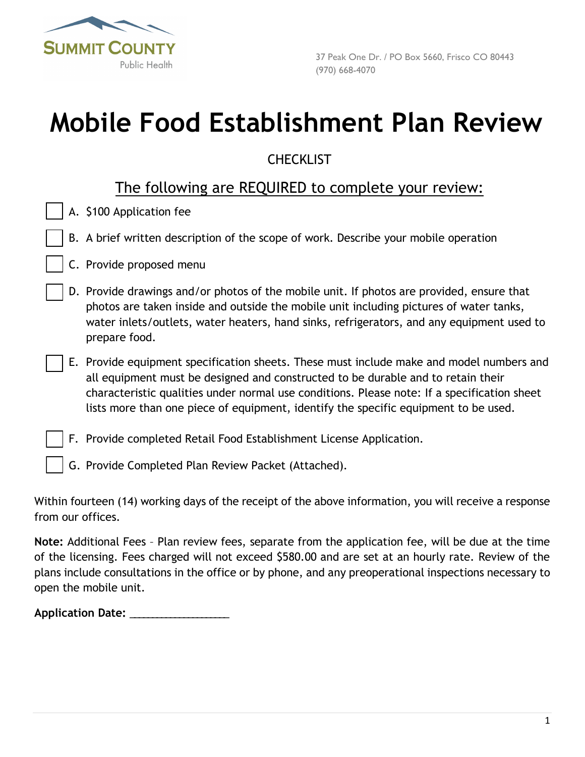SUMMIT COUNTY
Public Health

37 Peak One Dr. / PO Box 5660, Frisco CO 80443
(970) 668-4070

# Mobile Food Establishment Plan Review

CHECKLIST

## The following are REQUIRED to complete your review:

- [ ] A. $100 Application fee
- [ ] B. A brief written description of the scope of work. Describe your mobile operation
- [ ] C. Provide proposed menu
- [ ] D. Provide drawings and/or photos of the mobile unit. If photos are provided, ensure that photos are taken inside and outside the mobile unit including pictures of water tanks, water inlets/outlets, water heaters, hand sinks, refrigerators, and any equipment used to prepare food.
- [ ] E. Provide equipment specification sheets. These must include make and model numbers and all equipment must be designed and constructed to be durable and to retain their characteristic qualities under normal use conditions. Please note: If a specification sheet lists more than one piece of equipment, identify the specific equipment to be used.
- [ ] F. Provide completed Retail Food Establishment License Application.
- [ ] G. Provide Completed Plan Review Packet (Attached).

Within fourteen (14) working days of the receipt of the above information, you will receive a response from our offices.

**Note:** Additional Fees – Plan review fees, separate from the application fee, will be due at the time of the licensing. Fees charged will not exceed $580.00 and are set at an hourly rate. Review of the plans include consultations in the office or by phone, and any preoperational inspections necessary to open the mobile unit.

**Application Date:** ___________________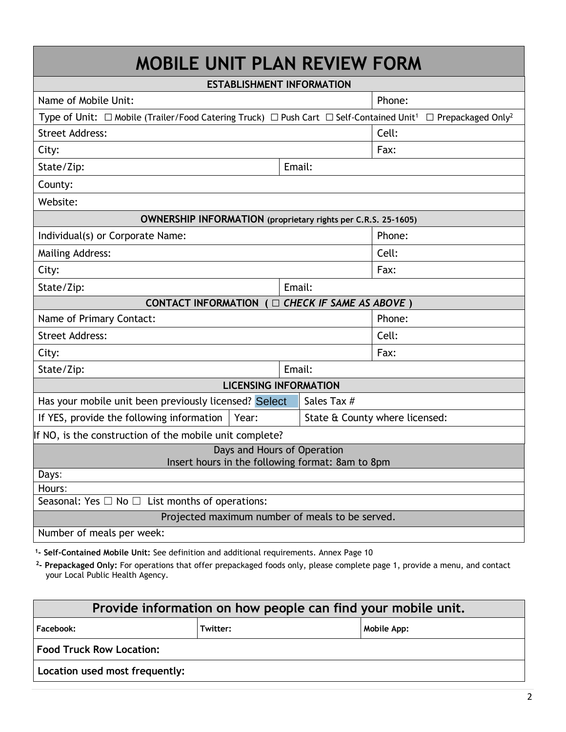# MOBILE UNIT PLAN REVIEW FORM

| ESTABLISHMENT INFORMATION | | |
|---|---|---|
| Name of Mobile Unit: | | Phone: |
| Type of Unit: ☐ Mobile (Trailer/Food Catering Truck) ☐ Push Cart ☐ Self-Contained Unit[1] ☐ Prepackaged Only[2] | | |
| Street Address: | | Cell: |
| City: | | Fax: |
| State/Zip: | Email: | |
| County: | | |
| Website: | | |
| **OWNERSHIP INFORMATION** (proprietary rights per C.R.S. 25-1605) | | |
| Individual(s) or Corporate Name: | | Phone: |
| Mailing Address: | | Cell: |
| City: | | Fax: |
| State/Zip: | Email: | |
| **CONTACT INFORMATION** ( ☐ *CHECK IF SAME AS ABOVE* ) | | |
| Name of Primary Contact: | | Phone: |
| Street Address: | | Cell: |
| City: | | Fax: |
| State/Zip: | Email: | |
| **LICENSING INFORMATION** | | |
| Has your mobile unit been previously licensed? Select | Sales Tax # | |
| If YES, provide the following information \| Year: | State & County where licensed: | |
| If NO, is the construction of the mobile unit complete? | | |
| Days and Hours of Operation<br>Insert hours in the following format: 8am to 8pm | | |
| Days: | | |
| Hours: | | |
| Seasonal: Yes ☐ No ☐ List months of operations: | | |
| Projected maximum number of meals to be served. | | |
| Number of meals per week: | | |

[1]- **Self-Contained Mobile Unit:** See definition and additional requirements. Annex Page 10

[2]- **Prepackaged Only:** For operations that offer prepackaged foods only, please complete page 1, provide a menu, and contact your Local Public Health Agency.

| Provide information on how people can find your mobile unit. | | |
|---|---|---|
| **Facebook:** | **Twitter:** | **Mobile App:** |
| **Food Truck Row Location:** | | |
| **Location used most frequently:** | | |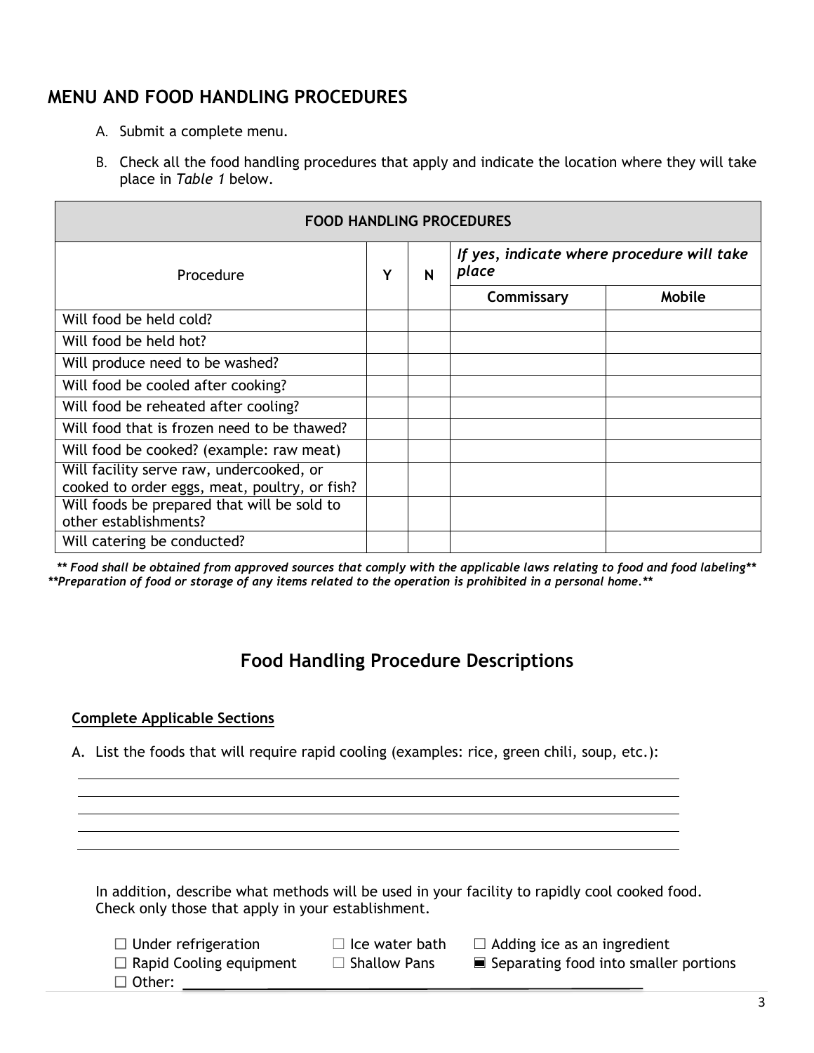## MENU AND FOOD HANDLING PROCEDURES

A. Submit a complete menu.

B. Check all the food handling procedures that apply and indicate the location where they will take place in *Table 1* below.

| FOOD HANDLING PROCEDURES | | | | |
|---|---|---|---|---|
| Procedure | Y | N | *If yes, indicate where procedure will take place* | |
| | | | **Commissary** | **Mobile** |
| Will food be held cold? | | | | |
| Will food be held hot? | | | | |
| Will produce need to be washed? | | | | |
| Will food be cooled after cooking? | | | | |
| Will food be reheated after cooling? | | | | |
| Will food that is frozen need to be thawed? | | | | |
| Will food be cooked? (example: raw meat) | | | | |
| Will facility serve raw, undercooked, or cooked to order eggs, meat, poultry, or fish? | | | | |
| Will foods be prepared that will be sold to other establishments? | | | | |
| Will catering be conducted? | | | | |

***\*\* Food shall be obtained from approved sources that comply with the applicable laws relating to food and food labeling\*\****

***\*\*Preparation of food or storage of any items related to the operation is prohibited in a personal home.\*\****

## Food Handling Procedure Descriptions

**Complete Applicable Sections**

A. List the foods that will require rapid cooling (examples: rice, green chili, soup, etc.):

\_\_\_\_\_\_\_\_\_\_\_\_\_\_\_\_\_\_\_\_\_\_\_\_\_\_\_\_\_\_\_\_\_\_\_\_\_\_\_\_\_\_\_\_\_\_\_\_\_\_\_\_\_\_\_\_\_\_\_\_\_\_\_\_\_\_\_\_\_\_

\_\_\_\_\_\_\_\_\_\_\_\_\_\_\_\_\_\_\_\_\_\_\_\_\_\_\_\_\_\_\_\_\_\_\_\_\_\_\_\_\_\_\_\_\_\_\_\_\_\_\_\_\_\_\_\_\_\_\_\_\_\_\_\_\_\_\_\_\_\_

\_\_\_\_\_\_\_\_\_\_\_\_\_\_\_\_\_\_\_\_\_\_\_\_\_\_\_\_\_\_\_\_\_\_\_\_\_\_\_\_\_\_\_\_\_\_\_\_\_\_\_\_\_\_\_\_\_\_\_\_\_\_\_\_\_\_\_\_\_\_

\_\_\_\_\_\_\_\_\_\_\_\_\_\_\_\_\_\_\_\_\_\_\_\_\_\_\_\_\_\_\_\_\_\_\_\_\_\_\_\_\_\_\_\_\_\_\_\_\_\_\_\_\_\_\_\_\_\_\_\_\_\_\_\_\_\_\_\_\_\_

\_\_\_\_\_\_\_\_\_\_\_\_\_\_\_\_\_\_\_\_\_\_\_\_\_\_\_\_\_\_\_\_\_\_\_\_\_\_\_\_\_\_\_\_\_\_\_\_\_\_\_\_\_\_\_\_\_\_\_\_\_\_\_\_\_\_\_\_\_\_

In addition, describe what methods will be used in your facility to rapidly cool cooked food. Check only those that apply in your establishment.

☐ Under refrigeration ☐ Ice water bath ☐ Adding ice as an ingredient
☐ Rapid Cooling equipment ☐ Shallow Pans ■ Separating food into smaller portions
☐ Other: \_\_\_\_\_\_\_\_\_\_\_\_\_\_\_\_\_\_\_\_\_\_\_\_\_\_\_\_\_\_\_\_\_\_\_\_\_\_\_\_\_\_\_\_\_\_\_\_\_\_\_\_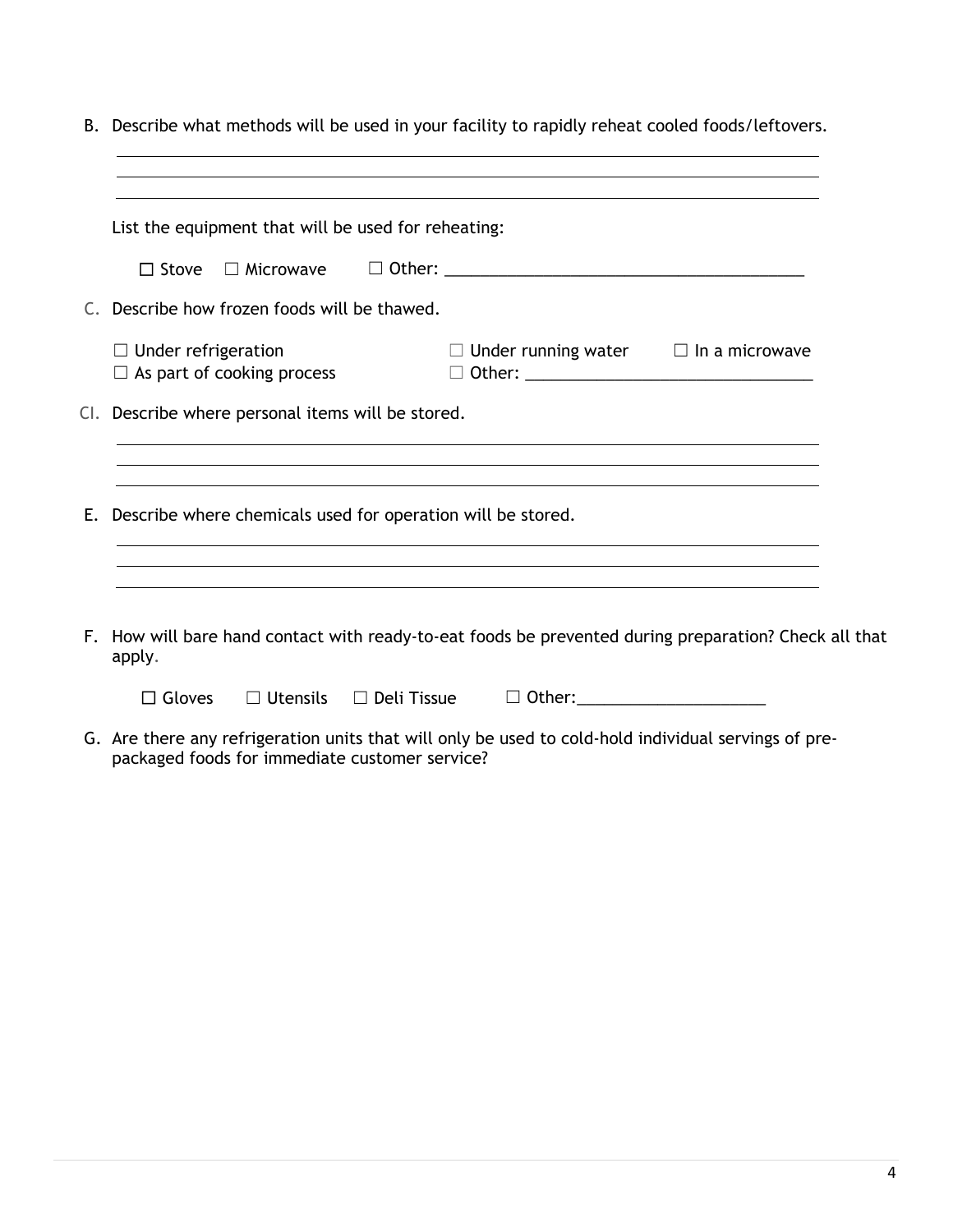B. Describe what methods will be used in your facility to rapidly reheat cooled foods/leftovers.

\_\_\_\_\_\_\_\_\_\_\_\_\_\_\_\_\_\_\_\_\_\_\_\_\_\_\_\_\_\_\_\_\_\_\_\_\_\_\_\_\_\_\_\_\_\_\_\_\_\_\_\_\_\_\_\_\_\_\_\_\_\_\_\_\_\_\_\_\_\_

\_\_\_\_\_\_\_\_\_\_\_\_\_\_\_\_\_\_\_\_\_\_\_\_\_\_\_\_\_\_\_\_\_\_\_\_\_\_\_\_\_\_\_\_\_\_\_\_\_\_\_\_\_\_\_\_\_\_\_\_\_\_\_\_\_\_\_\_\_\_

\_\_\_\_\_\_\_\_\_\_\_\_\_\_\_\_\_\_\_\_\_\_\_\_\_\_\_\_\_\_\_\_\_\_\_\_\_\_\_\_\_\_\_\_\_\_\_\_\_\_\_\_\_\_\_\_\_\_\_\_\_\_\_\_\_\_\_\_\_\_

List the equipment that will be used for reheating:

☐ Stove ☐ Microwave ☐ Other: \_\_\_\_\_\_\_\_\_\_\_\_\_\_\_\_\_\_\_\_\_\_\_\_\_\_\_\_\_\_\_\_\_\_\_\_\_\_\_

C. Describe how frozen foods will be thawed.

☐ Under refrigeration ☐ Under running water ☐ In a microwave
☐ As part of cooking process ☐ Other: \_\_\_\_\_\_\_\_\_\_\_\_\_\_\_\_\_\_\_\_\_\_\_\_\_\_\_\_\_\_\_\_

CI. Describe where personal items will be stored.

\_\_\_\_\_\_\_\_\_\_\_\_\_\_\_\_\_\_\_\_\_\_\_\_\_\_\_\_\_\_\_\_\_\_\_\_\_\_\_\_\_\_\_\_\_\_\_\_\_\_\_\_\_\_\_\_\_\_\_\_\_\_\_\_\_\_\_\_\_\_

\_\_\_\_\_\_\_\_\_\_\_\_\_\_\_\_\_\_\_\_\_\_\_\_\_\_\_\_\_\_\_\_\_\_\_\_\_\_\_\_\_\_\_\_\_\_\_\_\_\_\_\_\_\_\_\_\_\_\_\_\_\_\_\_\_\_\_\_\_\_

\_\_\_\_\_\_\_\_\_\_\_\_\_\_\_\_\_\_\_\_\_\_\_\_\_\_\_\_\_\_\_\_\_\_\_\_\_\_\_\_\_\_\_\_\_\_\_\_\_\_\_\_\_\_\_\_\_\_\_\_\_\_\_\_\_\_\_\_\_\_

E. Describe where chemicals used for operation will be stored.

\_\_\_\_\_\_\_\_\_\_\_\_\_\_\_\_\_\_\_\_\_\_\_\_\_\_\_\_\_\_\_\_\_\_\_\_\_\_\_\_\_\_\_\_\_\_\_\_\_\_\_\_\_\_\_\_\_\_\_\_\_\_\_\_\_\_\_\_\_\_

\_\_\_\_\_\_\_\_\_\_\_\_\_\_\_\_\_\_\_\_\_\_\_\_\_\_\_\_\_\_\_\_\_\_\_\_\_\_\_\_\_\_\_\_\_\_\_\_\_\_\_\_\_\_\_\_\_\_\_\_\_\_\_\_\_\_\_\_\_\_

\_\_\_\_\_\_\_\_\_\_\_\_\_\_\_\_\_\_\_\_\_\_\_\_\_\_\_\_\_\_\_\_\_\_\_\_\_\_\_\_\_\_\_\_\_\_\_\_\_\_\_\_\_\_\_\_\_\_\_\_\_\_\_\_\_\_\_\_\_\_

F. How will bare hand contact with ready-to-eat foods be prevented during preparation? Check all that apply.

☐ Gloves ☐ Utensils ☐ Deli Tissue ☐ Other:\_\_\_\_\_\_\_\_\_\_\_\_\_\_\_\_\_\_\_\_\_

G. Are there any refrigeration units that will only be used to cold-hold individual servings of pre-packaged foods for immediate customer service?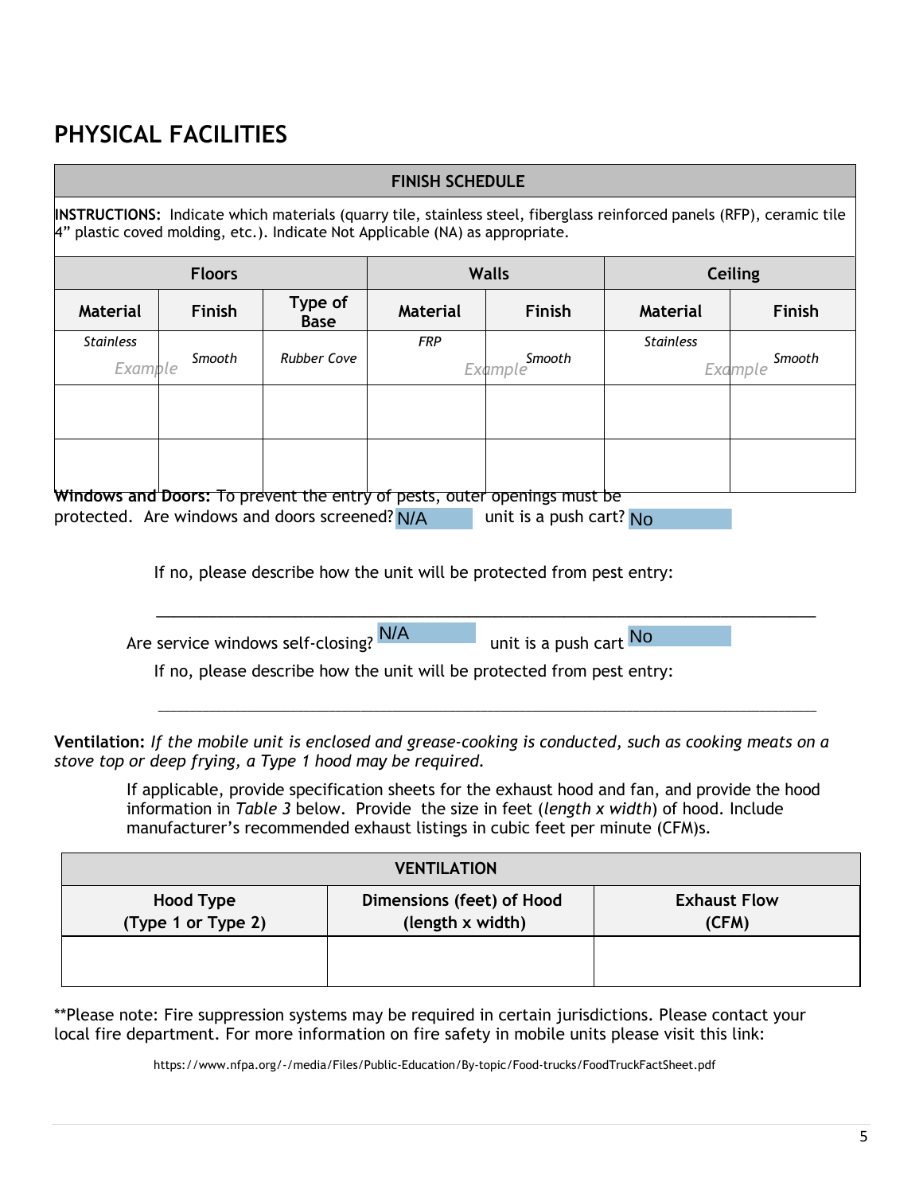# PHYSICAL FACILITIES

| FINISH SCHEDULE | | | | | | |
|---|---|---|---|---|---|---|
| **INSTRUCTIONS:** Indicate which materials (quarry tile, stainless steel, fiberglass reinforced panels (RFP), ceramic tile 4" plastic coved molding, etc.). Indicate Not Applicable (NA) as appropriate. | | | | | | |
| **Floors** | | | **Walls** | | **Ceiling** | |
| **Material** | **Finish** | **Type of Base** | **Material** | **Finish** | **Material** | **Finish** |
| *Stainless* *Example* | *Smooth* | *Rubber Cove* | *FRP* *Example* | *Smooth* | *Stainless* *Example* | *Smooth* |
| | | | | | | |
| | | | | | | |

**Windows and Doors:** To prevent the entry of pests, outer openings must be protected. Are windows and doors screened? N/A unit is a push cart? No

If no, please describe how the unit will be protected from pest entry:

\_\_\_\_\_\_\_\_\_\_\_\_\_\_\_\_\_\_\_\_\_\_\_\_\_\_\_\_\_\_\_\_\_\_\_\_\_\_\_\_\_\_\_\_\_\_\_\_\_\_\_\_\_\_\_\_\_\_\_\_\_\_\_\_\_\_\_\_\_\_

Are service windows self-closing? N/A unit is a push cart No

If no, please describe how the unit will be protected from pest entry:

\_\_\_\_\_\_\_\_\_\_\_\_\_\_\_\_\_\_\_\_\_\_\_\_\_\_\_\_\_\_\_\_\_\_\_\_\_\_\_\_\_\_\_\_\_\_\_\_\_\_\_\_\_\_\_\_\_\_\_\_\_\_\_\_\_\_\_\_\_\_

**Ventilation:** *If the mobile unit is enclosed and grease-cooking is conducted, such as cooking meats on a stove top or deep frying, a Type 1 hood may be required.*

If applicable, provide specification sheets for the exhaust hood and fan, and provide the hood information in *Table 3* below. Provide the size in feet (*length x width*) of hood. Include manufacturer's recommended exhaust listings in cubic feet per minute (CFM)s.

| VENTILATION | | |
|---|---|---|
| **Hood Type (Type 1 or Type 2)** | **Dimensions (feet) of Hood (length x width)** | **Exhaust Flow (CFM)** |
| | | |

**Please note: Fire suppression systems may be required in certain jurisdictions. Please contact your local fire department. For more information on fire safety in mobile units please visit this link:

https://www.nfpa.org/-/media/Files/Public-Education/By-topic/Food-trucks/FoodTruckFactSheet.pdf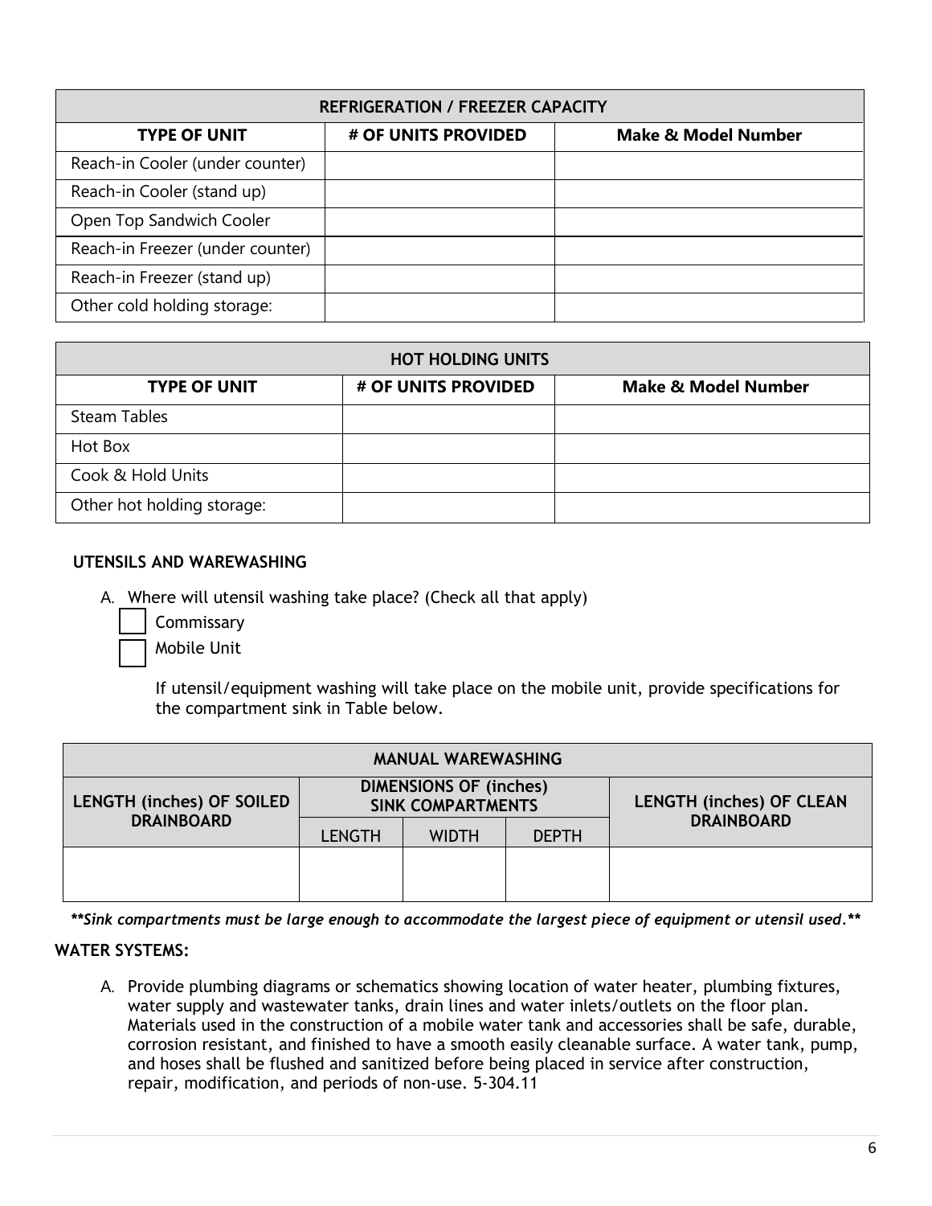| REFRIGERATION / FREEZER CAPACITY | | |
|---|---|---|
| **TYPE OF UNIT** | **# OF UNITS PROVIDED** | **Make & Model Number** |
| Reach-in Cooler (under counter) | | |
| Reach-in Cooler (stand up) | | |
| Open Top Sandwich Cooler | | |
| Reach-in Freezer (under counter) | | |
| Reach-in Freezer (stand up) | | |
| Other cold holding storage: | | |

| HOT HOLDING UNITS | | |
|---|---|---|
| **TYPE OF UNIT** | **# OF UNITS PROVIDED** | **Make & Model Number** |
| Steam Tables | | |
| Hot Box | | |
| Cook & Hold Units | | |
| Other hot holding storage: | | |

**UTENSILS AND WAREWASHING**

A. Where will utensil washing take place? (Check all that apply)

- ☐ Commissary
- ☐ Mobile Unit

If utensil/equipment washing will take place on the mobile unit, provide specifications for the compartment sink in Table below.

| MANUAL WAREWASHING | | | | |
|---|---|---|---|---|
| **LENGTH (inches) OF SOILED DRAINBOARD** | **DIMENSIONS OF (inches) SINK COMPARTMENTS** | | | **LENGTH (inches) OF CLEAN DRAINBOARD** |
| | LENGTH | WIDTH | DEPTH | |
| | | | | |

***Sink compartments must be large enough to accommodate the largest piece of equipment or utensil used.***

**WATER SYSTEMS:**

A. Provide plumbing diagrams or schematics showing location of water heater, plumbing fixtures, water supply and wastewater tanks, drain lines and water inlets/outlets on the floor plan. Materials used in the construction of a mobile water tank and accessories shall be safe, durable, corrosion resistant, and finished to have a smooth easily cleanable surface. A water tank, pump, and hoses shall be flushed and sanitized before being placed in service after construction, repair, modification, and periods of non-use. 5-304.11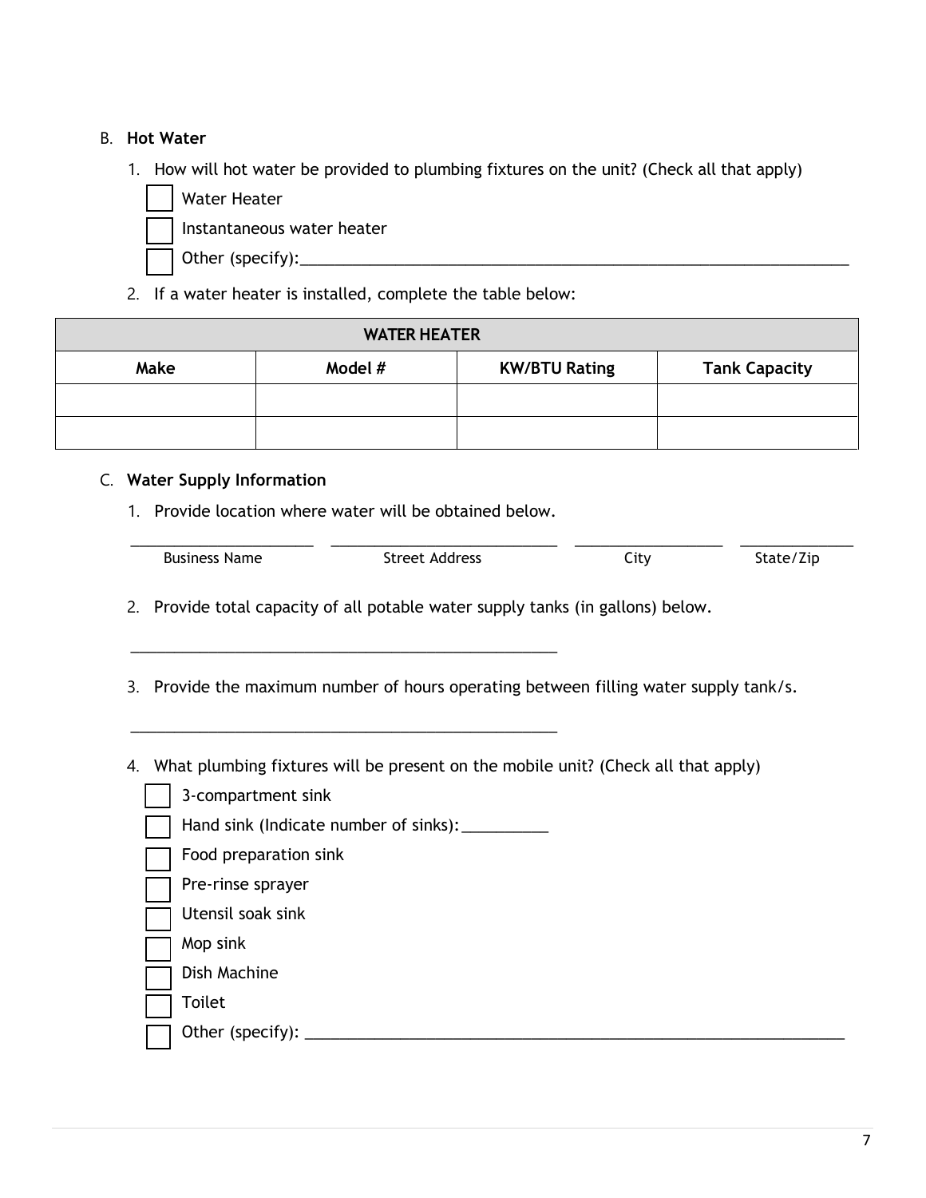B. **Hot Water**

1. How will hot water be provided to plumbing fixtures on the unit? (Check all that apply)
   - ☐ Water Heater
   - ☐ Instantaneous water heater
   - ☐ Other (specify):________________________________________________________________

2. If a water heater is installed, complete the table below:

| WATER HEATER | | | |
|---|---|---|---|
| **Make** | **Model #** | **KW/BTU Rating** | **Tank Capacity** |
| | | | |
| | | | |

C. **Water Supply Information**

1. Provide location where water will be obtained below.

   _____________________ _________________________ _________________ ____________
   Business Name | Street Address | City | State/Zip

2. Provide total capacity of all potable water supply tanks (in gallons) below.

   _________________________________________________

3. Provide the maximum number of hours operating between filling water supply tank/s.

   _________________________________________________

4. What plumbing fixtures will be present on the mobile unit? (Check all that apply)
   - ☐ 3-compartment sink
   - ☐ Hand sink (Indicate number of sinks):__________
   - ☐ Food preparation sink
   - ☐ Pre-rinse sprayer
   - ☐ Utensil soak sink
   - ☐ Mop sink
   - ☐ Dish Machine
   - ☐ Toilet
   - ☐ Other (specify): ______________________________________________________________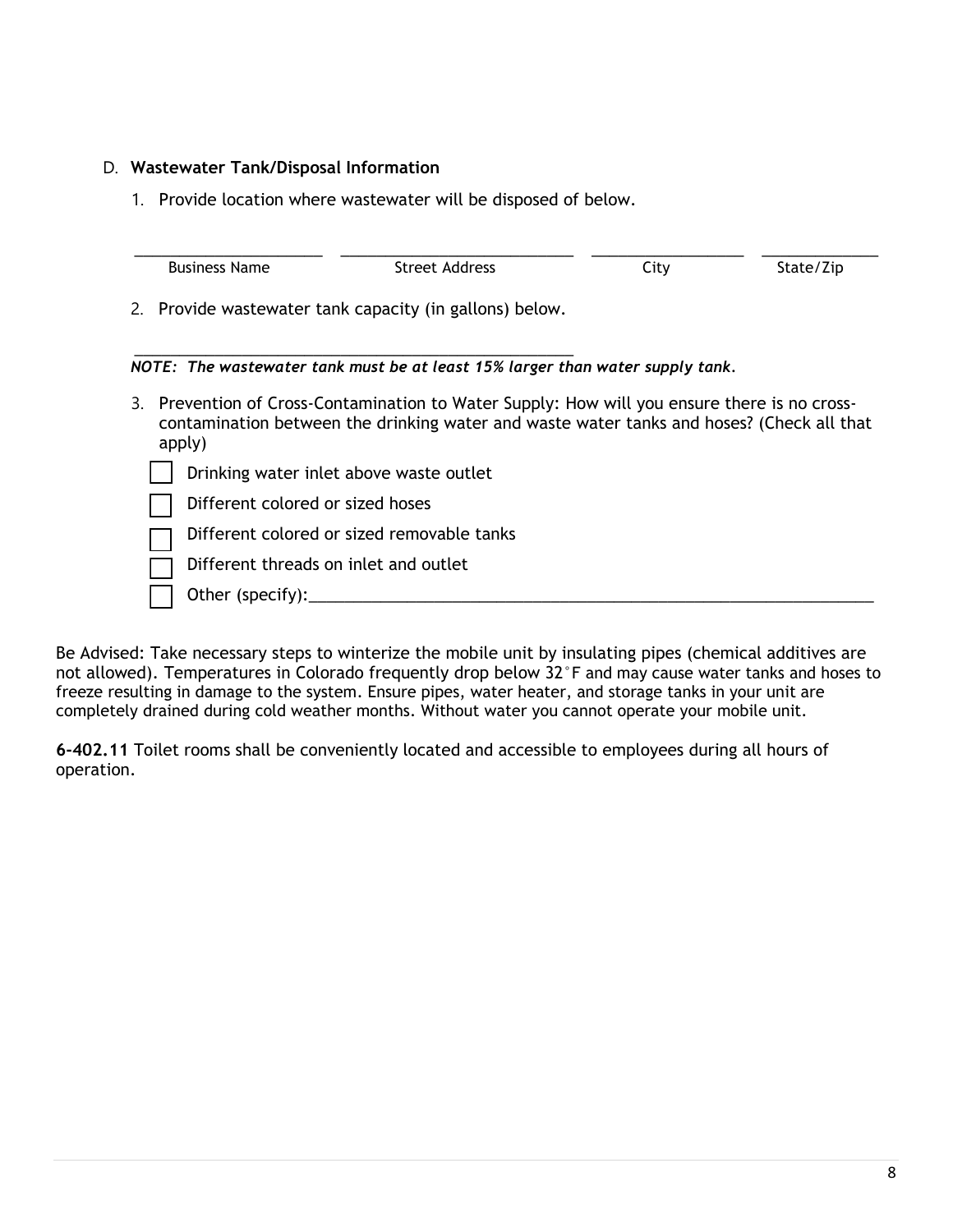D. **Wastewater Tank/Disposal Information**

1. Provide location where wastewater will be disposed of below.

| Business Name | Street Address | City | State/Zip |
|---|---|---|---|
| | | | |

2. Provide wastewater tank capacity (in gallons) below.

_______________________________________________

***NOTE: The wastewater tank must be at least 15% larger than water supply tank.***

3. Prevention of Cross-Contamination to Water Supply: How will you ensure there is no cross-contamination between the drinking water and waste water tanks and hoses? (Check all that apply)

- ☐ Drinking water inlet above waste outlet
- ☐ Different colored or sized hoses
- ☐ Different colored or sized removable tanks
- ☐ Different threads on inlet and outlet
- ☐ Other (specify):_______________________________________________

Be Advised: Take necessary steps to winterize the mobile unit by insulating pipes (chemical additives are not allowed). Temperatures in Colorado frequently drop below 32°F and may cause water tanks and hoses to freeze resulting in damage to the system. Ensure pipes, water heater, and storage tanks in your unit are completely drained during cold weather months. Without water you cannot operate your mobile unit.

**6-402.11** Toilet rooms shall be conveniently located and accessible to employees during all hours of operation.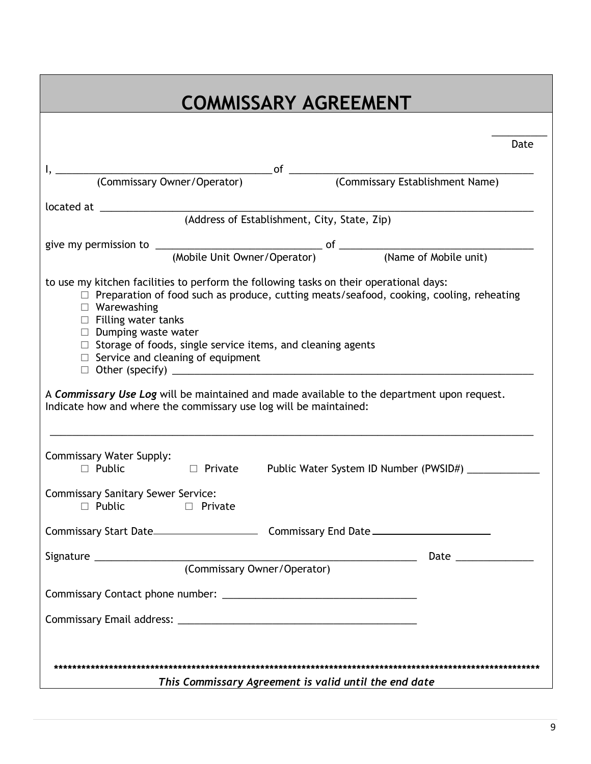# COMMISSARY AGREEMENT

__________
Date

I, ________________________________________ of ____________________________________________
(Commissary Owner/Operator) (Commissary Establishment Name)

located at ___________________________________________________________________________
(Address of Establishment, City, State, Zip)

give my permission to ______________________________ of ___________________________________
(Mobile Unit Owner/Operator) (Name of Mobile unit)

to use my kitchen facilities to perform the following tasks on their operational days:

- ☐ Preparation of food such as produce, cutting meats/seafood, cooking, cooling, reheating
- ☐ Warewashing
- ☐ Filling water tanks
- ☐ Dumping waste water
- ☐ Storage of foods, single service items, and cleaning agents
- ☐ Service and cleaning of equipment
- ☐ Other (specify) ________________________________________________________________

A ***Commissary Use Log*** will be maintained and made available to the department upon request. Indicate how and where the commissary use log will be maintained:

_____________________________________________________________________________________

Commissary Water Supply:
☐ Public ☐ Private Public Water System ID Number (PWSID#) _____________

Commissary Sanitary Sewer Service:
☐ Public ☐ Private

Commissary Start Date___________________ Commissary End Date_____________________

Signature ___________________________________________________________ Date ______________
(Commissary Owner/Operator)

Commissary Contact phone number: ___________________________________

Commissary Email address: ____________________________________________

*******************************************************************************************************************

*This Commissary Agreement is valid until the end date*